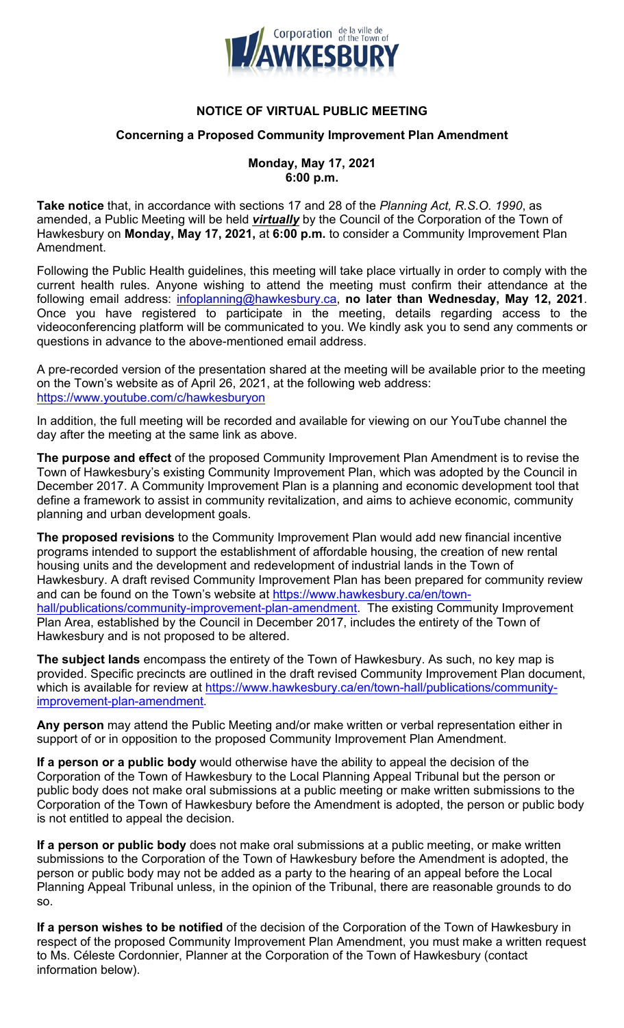**NOTICE OF VIRTUAL PUBLIC MEETING**

**Concerning a Proposed Community Improvement Plan Amendment**

**Monday, May 17, 2021**
**6:00 p.m.**

**Take notice** that, in accordance with sections 17 and 28 of the *Planning Act, R.S.O. 1990*, as amended, a Public Meeting will be held ***virtually*** by the Council of the Corporation of the Town of Hawkesbury on **Monday, May 17, 2021,** at **6:00 p.m.** to consider a Community Improvement Plan Amendment.

Following the Public Health guidelines, this meeting will take place virtually in order to comply with the current health rules. Anyone wishing to attend the meeting must confirm their attendance at the following email address: infoplanning@hawkesbury.ca, **no later than Wednesday, May 12, 2021**. Once you have registered to participate in the meeting, details regarding access to the videoconferencing platform will be communicated to you. We kindly ask you to send any comments or questions in advance to the above-mentioned email address.

A pre-recorded version of the presentation shared at the meeting will be available prior to the meeting on the Town's website as of April 26, 2021, at the following web address: https://www.youtube.com/c/hawkesburyon

In addition, the full meeting will be recorded and available for viewing on our YouTube channel the day after the meeting at the same link as above.

**The purpose and effect** of the proposed Community Improvement Plan Amendment is to revise the Town of Hawkesbury's existing Community Improvement Plan, which was adopted by the Council in December 2017. A Community Improvement Plan is a planning and economic development tool that define a framework to assist in community revitalization, and aims to achieve economic, community planning and urban development goals.

**The proposed revisions** to the Community Improvement Plan would add new financial incentive programs intended to support the establishment of affordable housing, the creation of new rental housing units and the development and redevelopment of industrial lands in the Town of Hawkesbury. A draft revised Community Improvement Plan has been prepared for community review and can be found on the Town's website at https://www.hawkesbury.ca/en/town-hall/publications/community-improvement-plan-amendment. The existing Community Improvement Plan Area, established by the Council in December 2017, includes the entirety of the Town of Hawkesbury and is not proposed to be altered.

**The subject lands** encompass the entirety of the Town of Hawkesbury. As such, no key map is provided. Specific precincts are outlined in the draft revised Community Improvement Plan document, which is available for review at https://www.hawkesbury.ca/en/town-hall/publications/community-improvement-plan-amendment.

**Any person** may attend the Public Meeting and/or make written or verbal representation either in support of or in opposition to the proposed Community Improvement Plan Amendment.

**If a person or a public body** would otherwise have the ability to appeal the decision of the Corporation of the Town of Hawkesbury to the Local Planning Appeal Tribunal but the person or public body does not make oral submissions at a public meeting or make written submissions to the Corporation of the Town of Hawkesbury before the Amendment is adopted, the person or public body is not entitled to appeal the decision.

**If a person or public body** does not make oral submissions at a public meeting, or make written submissions to the Corporation of the Town of Hawkesbury before the Amendment is adopted, the person or public body may not be added as a party to the hearing of an appeal before the Local Planning Appeal Tribunal unless, in the opinion of the Tribunal, there are reasonable grounds to do so.

**If a person wishes to be notified** of the decision of the Corporation of the Town of Hawkesbury in respect of the proposed Community Improvement Plan Amendment, you must make a written request to Ms. Céleste Cordonnier, Planner at the Corporation of the Town of Hawkesbury (contact information below).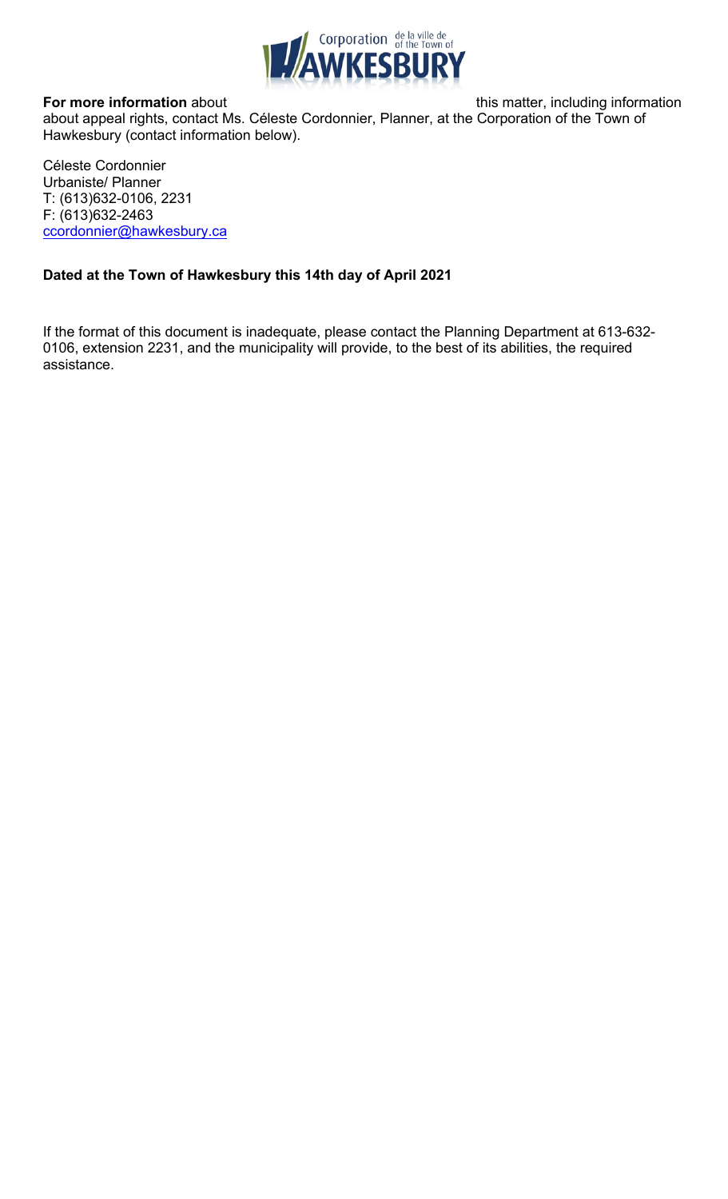**For more information** about this matter, including information about appeal rights, contact Ms. Céleste Cordonnier, Planner, at the Corporation of the Town of Hawkesbury (contact information below).

Céleste Cordonnier
Urbaniste/ Planner
T: (613)632-0106, 2231
F: (613)632-2463
ccordonnier@hawkesbury.ca

**Dated at the Town of Hawkesbury this 14th day of April 2021**

If the format of this document is inadequate, please contact the Planning Department at 613-632-0106, extension 2231, and the municipality will provide, to the best of its abilities, the required assistance.